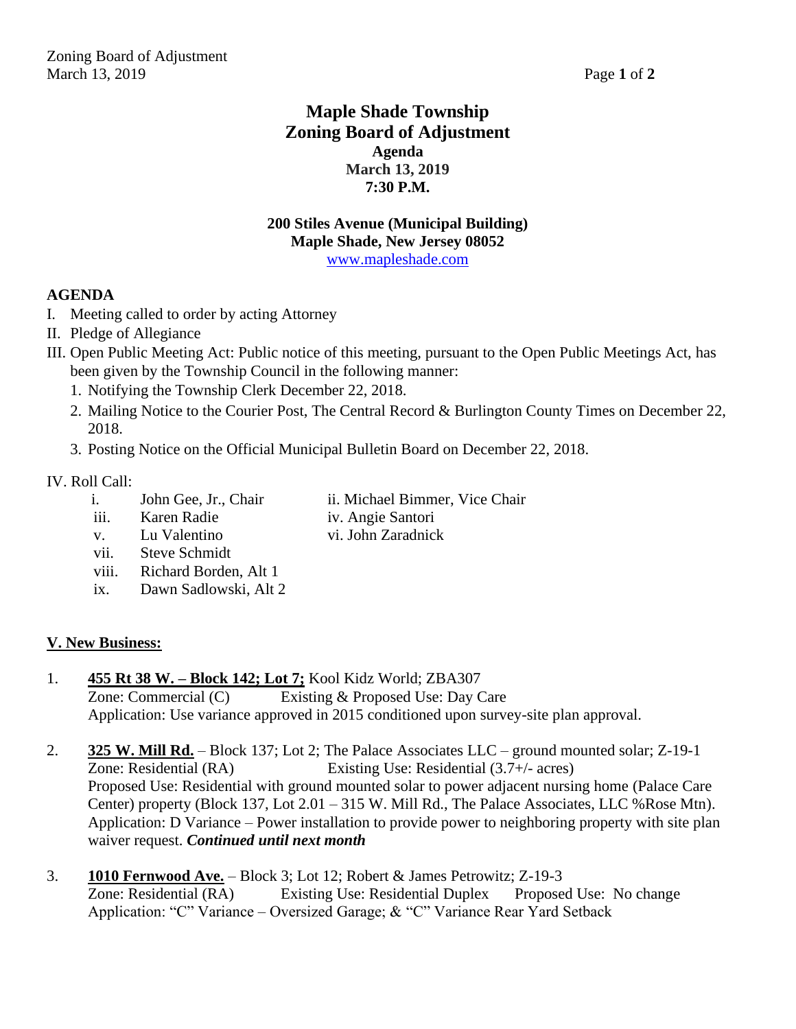# Maple Shade Township
# Zoning Board of Adjustment

**Agenda**
**March 13, 2019**
**7:30 P.M.**

**200 Stiles Avenue (Municipal Building)**
**Maple Shade, New Jersey 08052**
www.mapleshade.com

## AGENDA

I. Meeting called to order by acting Attorney

II. Pledge of Allegiance

III. Open Public Meeting Act: Public notice of this meeting, pursuant to the Open Public Meetings Act, has been given by the Township Council in the following manner:

1. Notifying the Township Clerk December 22, 2018.
2. Mailing Notice to the Courier Post, The Central Record & Burlington County Times on December 22, 2018.
3. Posting Notice on the Official Municipal Bulletin Board on December 22, 2018.

IV. Roll Call:

- i. John Gee, Jr., Chair
- ii. Michael Bimmer, Vice Chair
- iii. Karen Radie
- iv. Angie Santori
- v. Lu Valentino
- vi. John Zaradnick
- vii. Steve Schmidt
- viii. Richard Borden, Alt 1
- ix. Dawn Sadlowski, Alt 2

## V. New Business:

1. **455 Rt 38 W. – Block 142; Lot 7;** Kool Kidz World; ZBA307
   Zone: Commercial (C) Existing & Proposed Use: Day Care
   Application: Use variance approved in 2015 conditioned upon survey-site plan approval.

2. **325 W. Mill Rd.** – Block 137; Lot 2; The Palace Associates LLC – ground mounted solar; Z-19-1
   Zone: Residential (RA) Existing Use: Residential (3.7+/- acres)
   Proposed Use: Residential with ground mounted solar to power adjacent nursing home (Palace Care Center) property (Block 137, Lot 2.01 – 315 W. Mill Rd., The Palace Associates, LLC %Rose Mtn).
   Application: D Variance – Power installation to provide power to neighboring property with site plan waiver request. ***Continued until next month***

3. **1010 Fernwood Ave.** – Block 3; Lot 12; Robert & James Petrowitz; Z-19-3
   Zone: Residential (RA) Existing Use: Residential Duplex Proposed Use: No change
   Application: "C" Variance – Oversized Garage; & "C" Variance Rear Yard Setback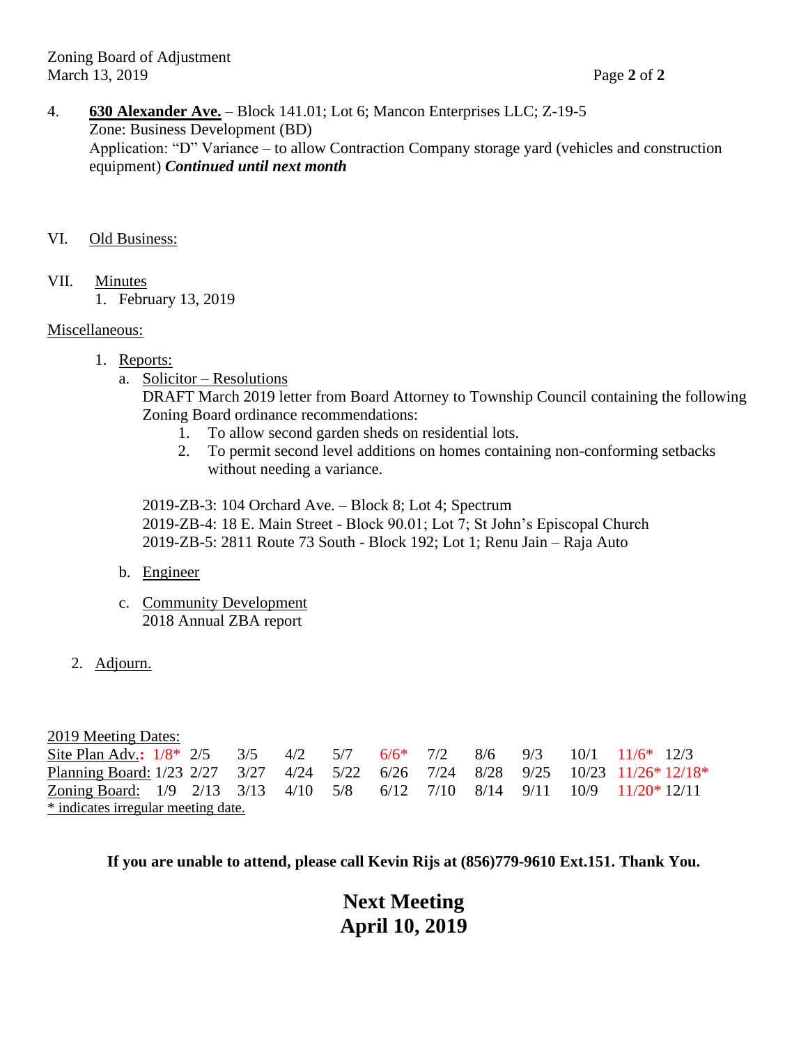4. **630 Alexander Ave.** – Block 141.01; Lot 6; Mancon Enterprises LLC; Z-19-5
   Zone: Business Development (BD)
   Application: "D" Variance – to allow Contraction Company storage yard (vehicles and construction equipment) ***Continued until next month***

VI. Old Business:

VII. Minutes
   1. February 13, 2019

Miscellaneous:

1. Reports:
   a. Solicitor – Resolutions
      DRAFT March 2019 letter from Board Attorney to Township Council containing the following Zoning Board ordinance recommendations:
      1. To allow second garden sheds on residential lots.
      2. To permit second level additions on homes containing non-conforming setbacks without needing a variance.

      2019-ZB-3: 104 Orchard Ave. – Block 8; Lot 4; Spectrum
      2019-ZB-4: 18 E. Main Street - Block 90.01; Lot 7; St John's Episcopal Church
      2019-ZB-5: 2811 Route 73 South - Block 192; Lot 1; Renu Jain – Raja Auto

   b. Engineer

   c. Community Development
      2018 Annual ZBA report

2. Adjourn.

2019 Meeting Dates:

| | | | | | | | | | | | | |
|---|---|---|---|---|---|---|---|---|---|---|---|---|
| Site Plan Adv.: | 1/8* | 2/5 | 3/5 | 4/2 | 5/7 | 6/6* | 7/2 | 8/6 | 9/3 | 10/1 | 11/6* | 12/3 |
| Planning Board: | 1/23 | 2/27 | 3/27 | 4/24 | 5/22 | 6/26 | 7/24 | 8/28 | 9/25 | 10/23 | 11/26* | 12/18* |
| Zoning Board: | 1/9 | 2/13 | 3/13 | 4/10 | 5/8 | 6/12 | 7/10 | 8/14 | 9/11 | 10/9 | 11/20* | 12/11 |

\* indicates irregular meeting date.

**If you are unable to attend, please call Kevin Rijs at (856)779-9610 Ext.151. Thank You.**

**Next Meeting**
**April 10, 2019**